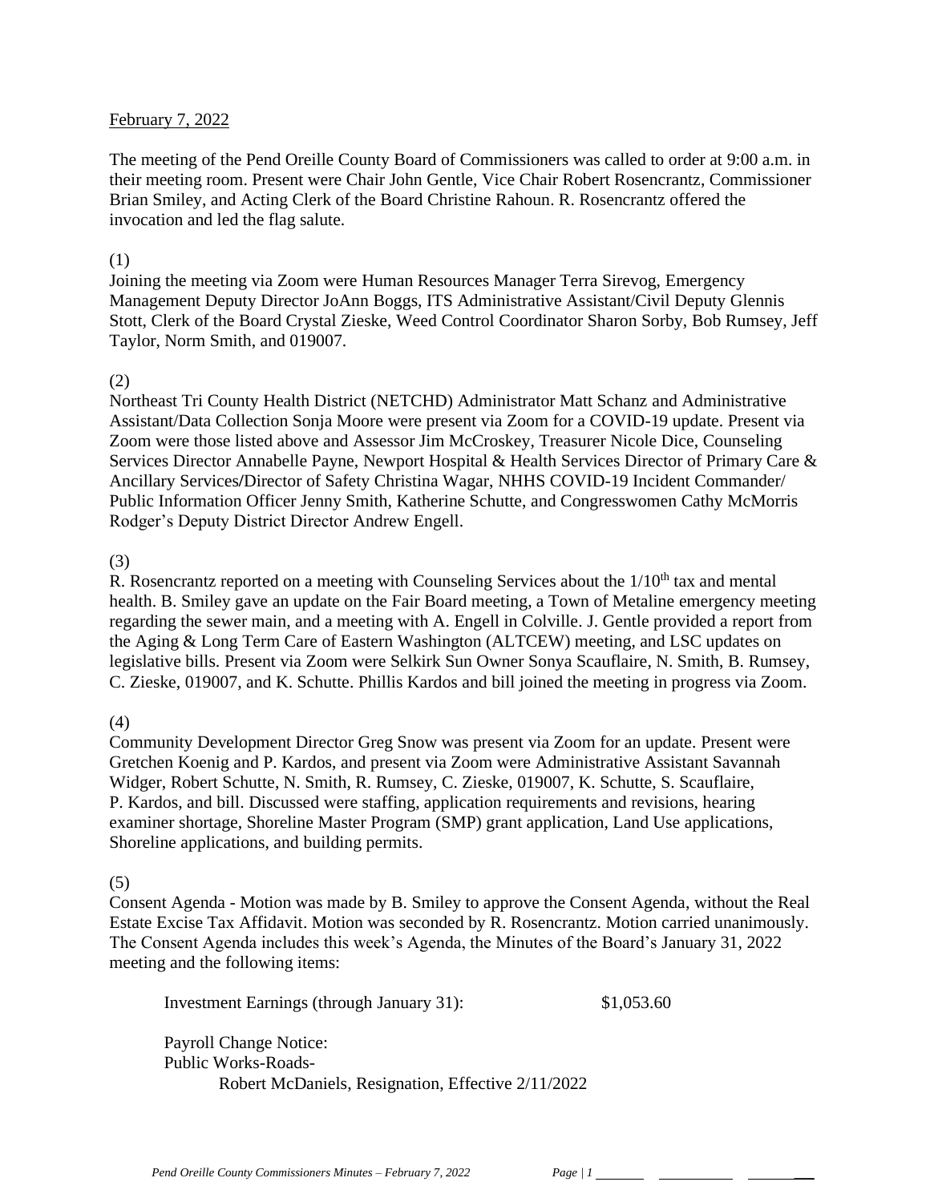February 7, 2022

The meeting of the Pend Oreille County Board of Commissioners was called to order at 9:00 a.m. in their meeting room. Present were Chair John Gentle, Vice Chair Robert Rosencrantz, Commissioner Brian Smiley, and Acting Clerk of the Board Christine Rahoun. R. Rosencrantz offered the invocation and led the flag salute.

(1)
Joining the meeting via Zoom were Human Resources Manager Terra Sirevog, Emergency Management Deputy Director JoAnn Boggs, ITS Administrative Assistant/Civil Deputy Glennis Stott, Clerk of the Board Crystal Zieske, Weed Control Coordinator Sharon Sorby, Bob Rumsey, Jeff Taylor, Norm Smith, and 019007.

(2)
Northeast Tri County Health District (NETCHD) Administrator Matt Schanz and Administrative Assistant/Data Collection Sonja Moore were present via Zoom for a COVID-19 update. Present via Zoom were those listed above and Assessor Jim McCroskey, Treasurer Nicole Dice, Counseling Services Director Annabelle Payne, Newport Hospital & Health Services Director of Primary Care & Ancillary Services/Director of Safety Christina Wagar, NHHS COVID-19 Incident Commander/ Public Information Officer Jenny Smith, Katherine Schutte, and Congresswomen Cathy McMorris Rodger's Deputy District Director Andrew Engell.

(3)
R. Rosencrantz reported on a meeting with Counseling Services about the 1/10th tax and mental health. B. Smiley gave an update on the Fair Board meeting, a Town of Metaline emergency meeting regarding the sewer main, and a meeting with A. Engell in Colville. J. Gentle provided a report from the Aging & Long Term Care of Eastern Washington (ALTCEW) meeting, and LSC updates on legislative bills. Present via Zoom were Selkirk Sun Owner Sonya Scauflaire, N. Smith, B. Rumsey, C. Zieske, 019007, and K. Schutte. Phillis Kardos and bill joined the meeting in progress via Zoom.

(4)
Community Development Director Greg Snow was present via Zoom for an update. Present were Gretchen Koenig and P. Kardos, and present via Zoom were Administrative Assistant Savannah Widger, Robert Schutte, N. Smith, R. Rumsey, C. Zieske, 019007, K. Schutte, S. Scauflaire, P. Kardos, and bill. Discussed were staffing, application requirements and revisions, hearing examiner shortage, Shoreline Master Program (SMP) grant application, Land Use applications, Shoreline applications, and building permits.

(5)
Consent Agenda - Motion was made by B. Smiley to approve the Consent Agenda, without the Real Estate Excise Tax Affidavit. Motion was seconded by R. Rosencrantz. Motion carried unanimously. The Consent Agenda includes this week's Agenda, the Minutes of the Board's January 31, 2022 meeting and the following items:

Investment Earnings (through January 31): $1,053.60

Payroll Change Notice:
Public Works-Roads-
Robert McDaniels, Resignation, Effective 2/11/2022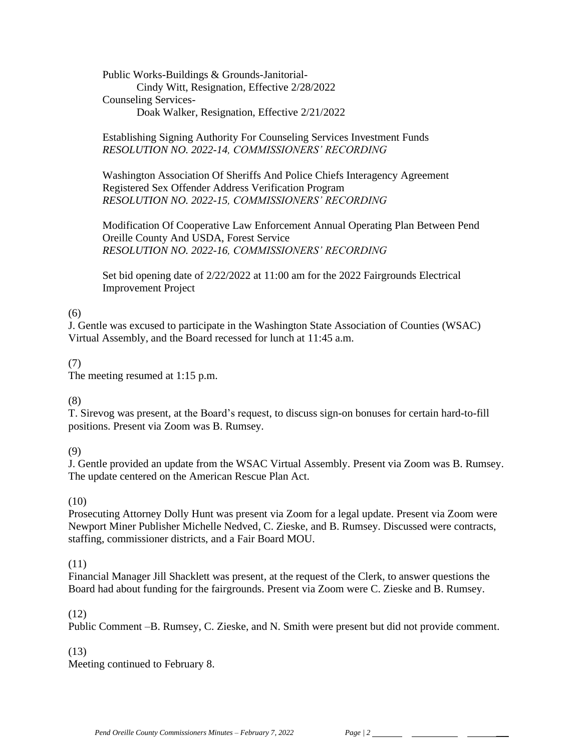Public Works-Buildings & Grounds-Janitorial-

Cindy Witt, Resignation, Effective 2/28/2022

Counseling Services-

Doak Walker, Resignation, Effective 2/21/2022

Establishing Signing Authority For Counseling Services Investment Funds
*RESOLUTION NO. 2022-14, COMMISSIONERS' RECORDING*

Washington Association Of Sheriffs And Police Chiefs Interagency Agreement
Registered Sex Offender Address Verification Program
*RESOLUTION NO. 2022-15, COMMISSIONERS' RECORDING*

Modification Of Cooperative Law Enforcement Annual Operating Plan Between Pend Oreille County And USDA, Forest Service
*RESOLUTION NO. 2022-16, COMMISSIONERS' RECORDING*

Set bid opening date of 2/22/2022 at 11:00 am for the 2022 Fairgrounds Electrical Improvement Project

(6)
J. Gentle was excused to participate in the Washington State Association of Counties (WSAC) Virtual Assembly, and the Board recessed for lunch at 11:45 a.m.

(7)
The meeting resumed at 1:15 p.m.

(8)
T. Sirevog was present, at the Board's request, to discuss sign-on bonuses for certain hard-to-fill positions. Present via Zoom was B. Rumsey.

(9)
J. Gentle provided an update from the WSAC Virtual Assembly. Present via Zoom was B. Rumsey. The update centered on the American Rescue Plan Act.

(10)
Prosecuting Attorney Dolly Hunt was present via Zoom for a legal update. Present via Zoom were Newport Miner Publisher Michelle Nedved, C. Zieske, and B. Rumsey. Discussed were contracts, staffing, commissioner districts, and a Fair Board MOU.

(11)
Financial Manager Jill Shacklett was present, at the request of the Clerk, to answer questions the Board had about funding for the fairgrounds. Present via Zoom were C. Zieske and B. Rumsey.

(12)
Public Comment –B. Rumsey, C. Zieske, and N. Smith were present but did not provide comment.

(13)
Meeting continued to February 8.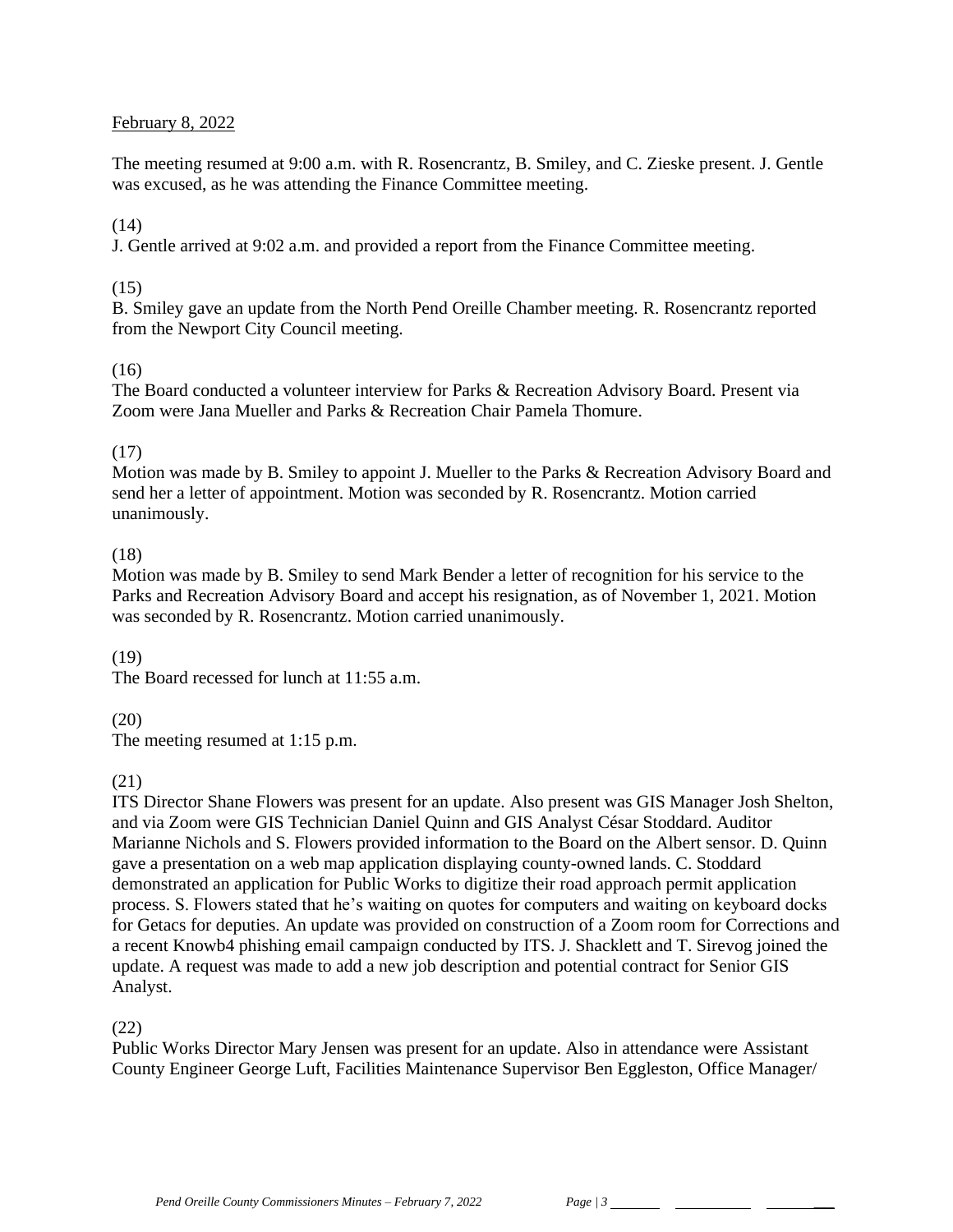February 8, 2022

The meeting resumed at 9:00 a.m. with R. Rosencrantz, B. Smiley, and C. Zieske present. J. Gentle was excused, as he was attending the Finance Committee meeting.

(14)
J. Gentle arrived at 9:02 a.m. and provided a report from the Finance Committee meeting.

(15)
B. Smiley gave an update from the North Pend Oreille Chamber meeting. R. Rosencrantz reported from the Newport City Council meeting.

(16)
The Board conducted a volunteer interview for Parks & Recreation Advisory Board. Present via Zoom were Jana Mueller and Parks & Recreation Chair Pamela Thomure.

(17)
Motion was made by B. Smiley to appoint J. Mueller to the Parks & Recreation Advisory Board and send her a letter of appointment. Motion was seconded by R. Rosencrantz. Motion carried unanimously.

(18)
Motion was made by B. Smiley to send Mark Bender a letter of recognition for his service to the Parks and Recreation Advisory Board and accept his resignation, as of November 1, 2021. Motion was seconded by R. Rosencrantz. Motion carried unanimously.

(19)
The Board recessed for lunch at 11:55 a.m.

(20)
The meeting resumed at 1:15 p.m.

(21)
ITS Director Shane Flowers was present for an update. Also present was GIS Manager Josh Shelton, and via Zoom were GIS Technician Daniel Quinn and GIS Analyst César Stoddard. Auditor Marianne Nichols and S. Flowers provided information to the Board on the Albert sensor. D. Quinn gave a presentation on a web map application displaying county-owned lands. C. Stoddard demonstrated an application for Public Works to digitize their road approach permit application process. S. Flowers stated that he's waiting on quotes for computers and waiting on keyboard docks for Getacs for deputies. An update was provided on construction of a Zoom room for Corrections and a recent Knowb4 phishing email campaign conducted by ITS. J. Shacklett and T. Sirevog joined the update. A request was made to add a new job description and potential contract for Senior GIS Analyst.

(22)
Public Works Director Mary Jensen was present for an update. Also in attendance were Assistant County Engineer George Luft, Facilities Maintenance Supervisor Ben Eggleston, Office Manager/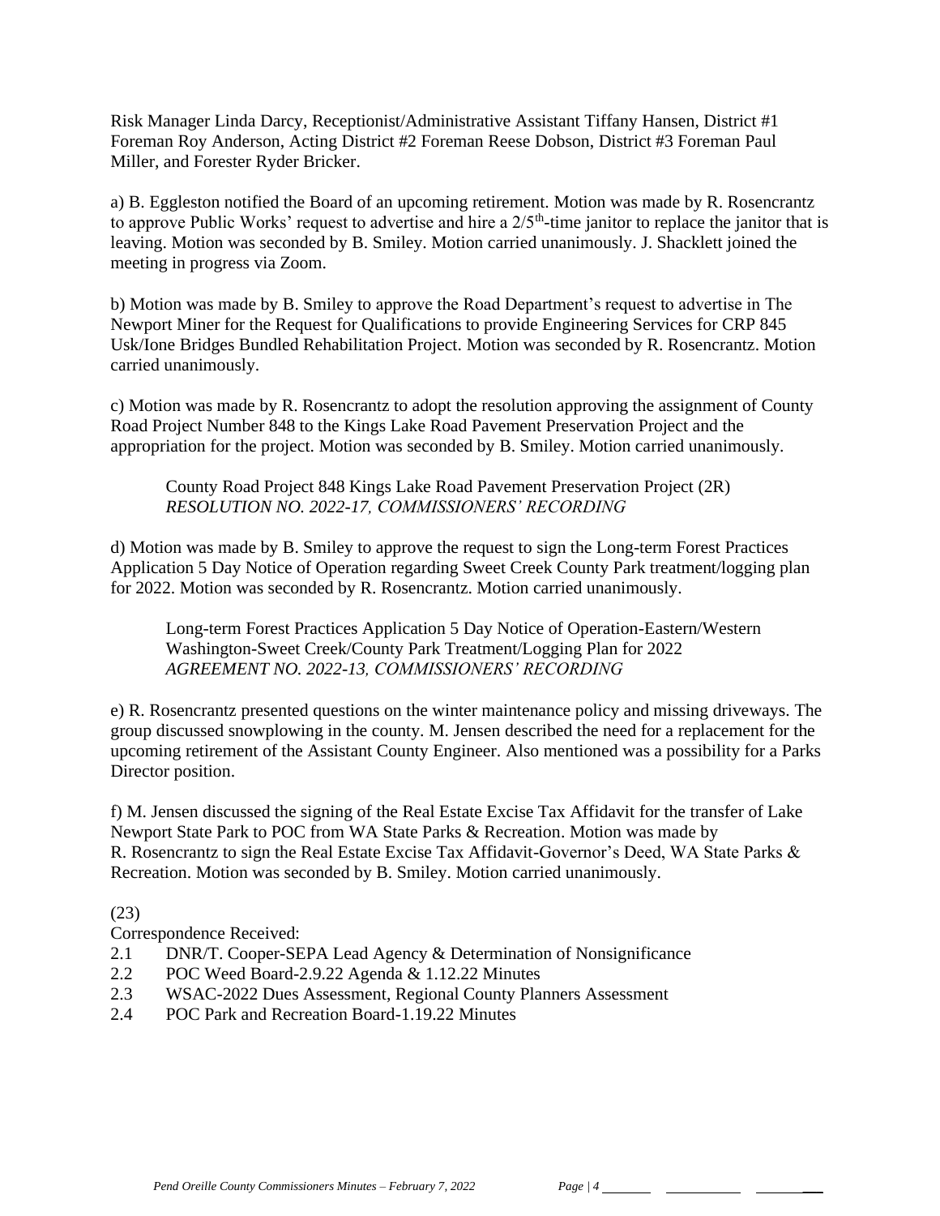Risk Manager Linda Darcy, Receptionist/Administrative Assistant Tiffany Hansen, District #1 Foreman Roy Anderson, Acting District #2 Foreman Reese Dobson, District #3 Foreman Paul Miller, and Forester Ryder Bricker.

a) B. Eggleston notified the Board of an upcoming retirement. Motion was made by R. Rosencrantz to approve Public Works' request to advertise and hire a 2/5th-time janitor to replace the janitor that is leaving. Motion was seconded by B. Smiley. Motion carried unanimously. J. Shacklett joined the meeting in progress via Zoom.

b) Motion was made by B. Smiley to approve the Road Department's request to advertise in The Newport Miner for the Request for Qualifications to provide Engineering Services for CRP 845 Usk/Ione Bridges Bundled Rehabilitation Project. Motion was seconded by R. Rosencrantz. Motion carried unanimously.

c) Motion was made by R. Rosencrantz to adopt the resolution approving the assignment of County Road Project Number 848 to the Kings Lake Road Pavement Preservation Project and the appropriation for the project. Motion was seconded by B. Smiley. Motion carried unanimously.

> County Road Project 848 Kings Lake Road Pavement Preservation Project (2R)
> *RESOLUTION NO. 2022-17, COMMISSIONERS' RECORDING*

d) Motion was made by B. Smiley to approve the request to sign the Long-term Forest Practices Application 5 Day Notice of Operation regarding Sweet Creek County Park treatment/logging plan for 2022. Motion was seconded by R. Rosencrantz. Motion carried unanimously.

> Long-term Forest Practices Application 5 Day Notice of Operation-Eastern/Western Washington-Sweet Creek/County Park Treatment/Logging Plan for 2022
> *AGREEMENT NO. 2022-13, COMMISSIONERS' RECORDING*

e) R. Rosencrantz presented questions on the winter maintenance policy and missing driveways. The group discussed snowplowing in the county. M. Jensen described the need for a replacement for the upcoming retirement of the Assistant County Engineer. Also mentioned was a possibility for a Parks Director position.

f) M. Jensen discussed the signing of the Real Estate Excise Tax Affidavit for the transfer of Lake Newport State Park to POC from WA State Parks & Recreation. Motion was made by R. Rosencrantz to sign the Real Estate Excise Tax Affidavit-Governor's Deed, WA State Parks & Recreation. Motion was seconded by B. Smiley. Motion carried unanimously.

(23)

Correspondence Received:

- 2.1 DNR/T. Cooper-SEPA Lead Agency & Determination of Nonsignificance
- 2.2 POC Weed Board-2.9.22 Agenda & 1.12.22 Minutes
- 2.3 WSAC-2022 Dues Assessment, Regional County Planners Assessment
- 2.4 POC Park and Recreation Board-1.19.22 Minutes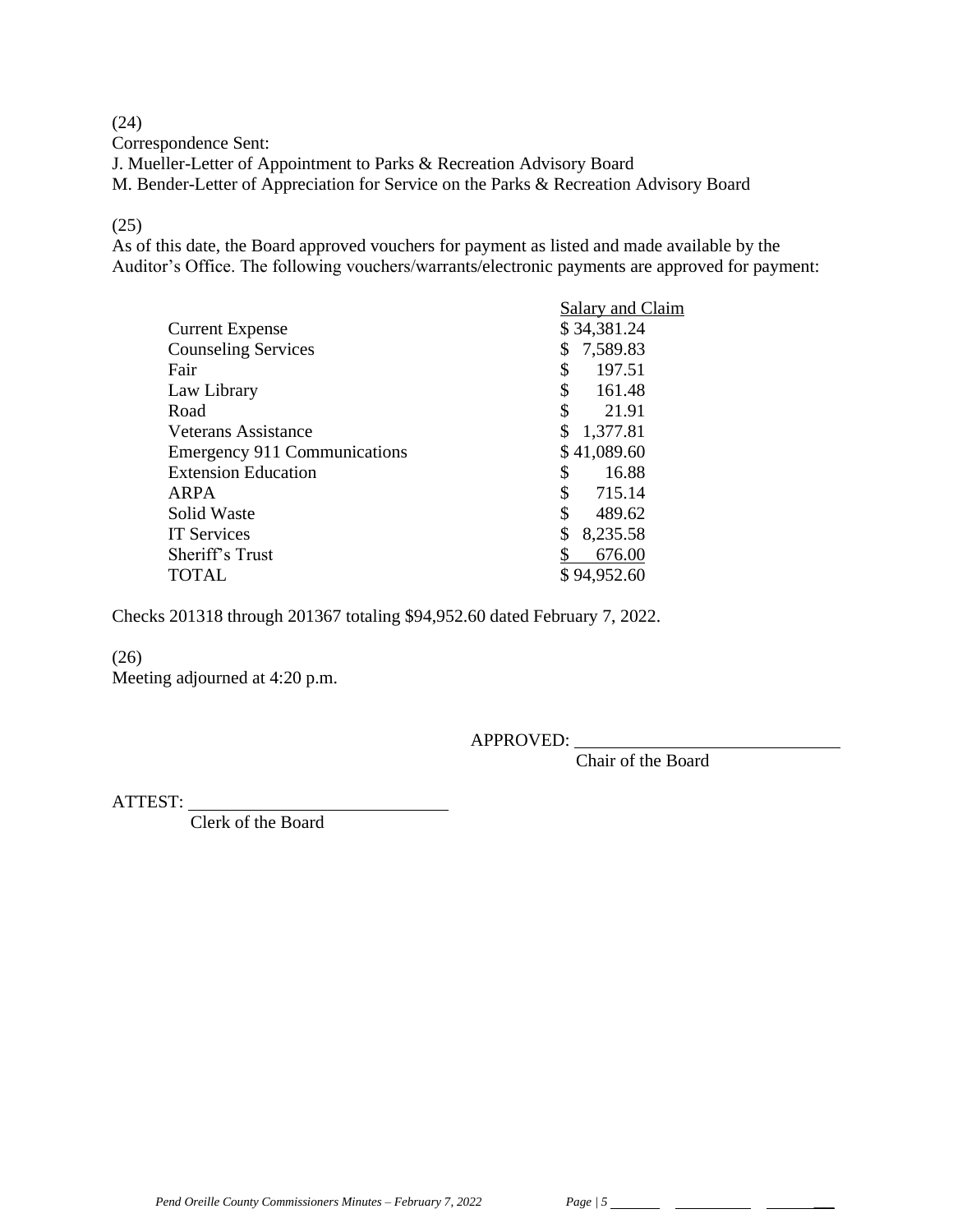(24)
Correspondence Sent:
J. Mueller-Letter of Appointment to Parks & Recreation Advisory Board
M. Bender-Letter of Appreciation for Service on the Parks & Recreation Advisory Board

(25)
As of this date, the Board approved vouchers for payment as listed and made available by the Auditor's Office. The following vouchers/warrants/electronic payments are approved for payment:

| | Salary and Claim |
|---|---|
| Current Expense | $ 34,381.24 |
| Counseling Services | $ 7,589.83 |
| Fair | $ 197.51 |
| Law Library | $ 161.48 |
| Road | $ 21.91 |
| Veterans Assistance | $ 1,377.81 |
| Emergency 911 Communications | $ 41,089.60 |
| Extension Education | $ 16.88 |
| ARPA | $ 715.14 |
| Solid Waste | $ 489.62 |
| IT Services | $ 8,235.58 |
| Sheriff's Trust | $ 676.00 |
| TOTAL | $ 94,952.60 |

Checks 201318 through 201367 totaling $94,952.60 dated February 7, 2022.

(26)
Meeting adjourned at 4:20 p.m.

APPROVED: ______________________________
Chair of the Board

ATTEST: ______________________________
Clerk of the Board